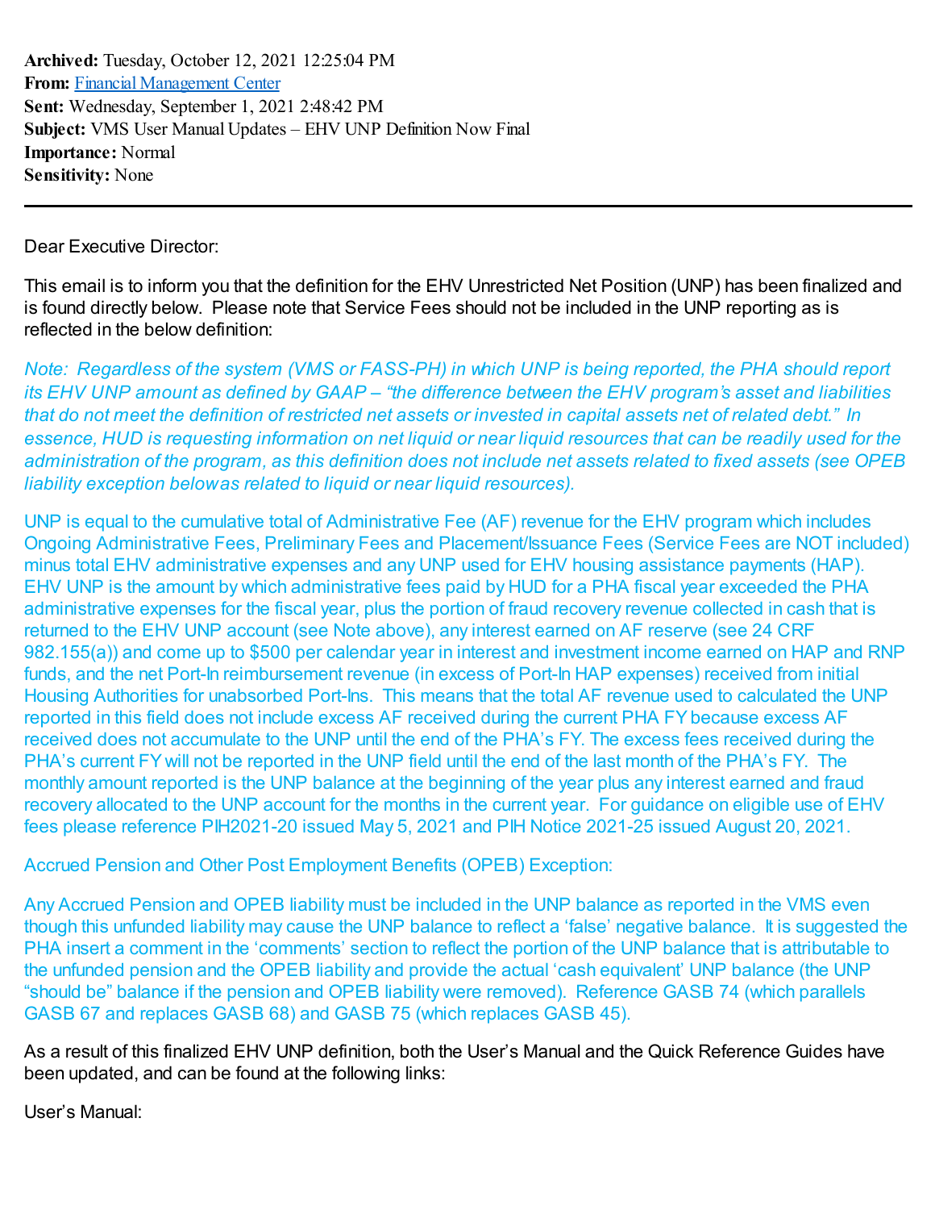**Archived:** Tuesday, October 12, 2021 12:25:04 PM
**From:** Financial Management Center
**Sent:** Wednesday, September 1, 2021 2:48:42 PM
**Subject:** VMS User Manual Updates – EHV UNP Definition Now Final
**Importance:** Normal
**Sensitivity:** None

---

Dear Executive Director:

This email is to inform you that the definition for the EHV Unrestricted Net Position (UNP) has been finalized and is found directly below. Please note that Service Fees should not be included in the UNP reporting as is reflected in the below definition:

*Note: Regardless of the system (VMS or FASS-PH) in which UNP is being reported, the PHA should report its EHV UNP amount as defined by GAAP – "the difference between the EHV program's asset and liabilities that do not meet the definition of restricted net assets or invested in capital assets net of related debt." In essence, HUD is requesting information on net liquid or near liquid resources that can be readily used for the administration of the program, as this definition does not include net assets related to fixed assets (see OPEB liability exception below as related to liquid or near liquid resources).*

UNP is equal to the cumulative total of Administrative Fee (AF) revenue for the EHV program which includes Ongoing Administrative Fees, Preliminary Fees and Placement/Issuance Fees (Service Fees are NOT included) minus total EHV administrative expenses and any UNP used for EHV housing assistance payments (HAP). EHV UNP is the amount by which administrative fees paid by HUD for a PHA fiscal year exceeded the PHA administrative expenses for the fiscal year, plus the portion of fraud recovery revenue collected in cash that is returned to the EHV UNP account (see Note above), any interest earned on AF reserve (see 24 CRF 982.155(a)) and come up to $500 per calendar year in interest and investment income earned on HAP and RNP funds, and the net Port-In reimbursement revenue (in excess of Port-In HAP expenses) received from initial Housing Authorities for unabsorbed Port-Ins. This means that the total AF revenue used to calculated the UNP reported in this field does not include excess AF received during the current PHA FY because excess AF received does not accumulate to the UNP until the end of the PHA's FY. The excess fees received during the PHA's current FY will not be reported in the UNP field until the end of the last month of the PHA's FY. The monthly amount reported is the UNP balance at the beginning of the year plus any interest earned and fraud recovery allocated to the UNP account for the months in the current year. For guidance on eligible use of EHV fees please reference PIH2021-20 issued May 5, 2021 and PIH Notice 2021-25 issued August 20, 2021.

Accrued Pension and Other Post Employment Benefits (OPEB) Exception:

Any Accrued Pension and OPEB liability must be included in the UNP balance as reported in the VMS even though this unfunded liability may cause the UNP balance to reflect a 'false' negative balance. It is suggested the PHA insert a comment in the 'comments' section to reflect the portion of the UNP balance that is attributable to the unfunded pension and the OPEB liability and provide the actual 'cash equivalent' UNP balance (the UNP "should be" balance if the pension and OPEB liability were removed). Reference GASB 74 (which parallels GASB 67 and replaces GASB 68) and GASB 75 (which replaces GASB 45).

As a result of this finalized EHV UNP definition, both the User's Manual and the Quick Reference Guides have been updated, and can be found at the following links:

User's Manual: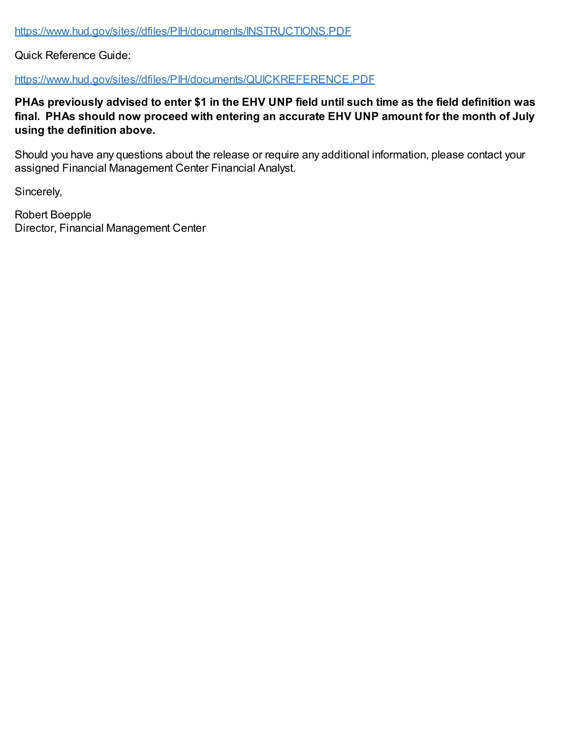https://www.hud.gov/sites//dfiles/PIH/documents/INSTRUCTIONS.PDF

Quick Reference Guide:

https://www.hud.gov/sites//dfiles/PIH/documents/QUICKREFERENCE.PDF

**PHAs previously advised to enter $1 in the EHV UNP field until such time as the field definition was final. PHAs should now proceed with entering an accurate EHV UNP amount for the month of July using the definition above.**

Should you have any questions about the release or require any additional information, please contact your assigned Financial Management Center Financial Analyst.

Sincerely,

Robert Boepple
Director, Financial Management Center